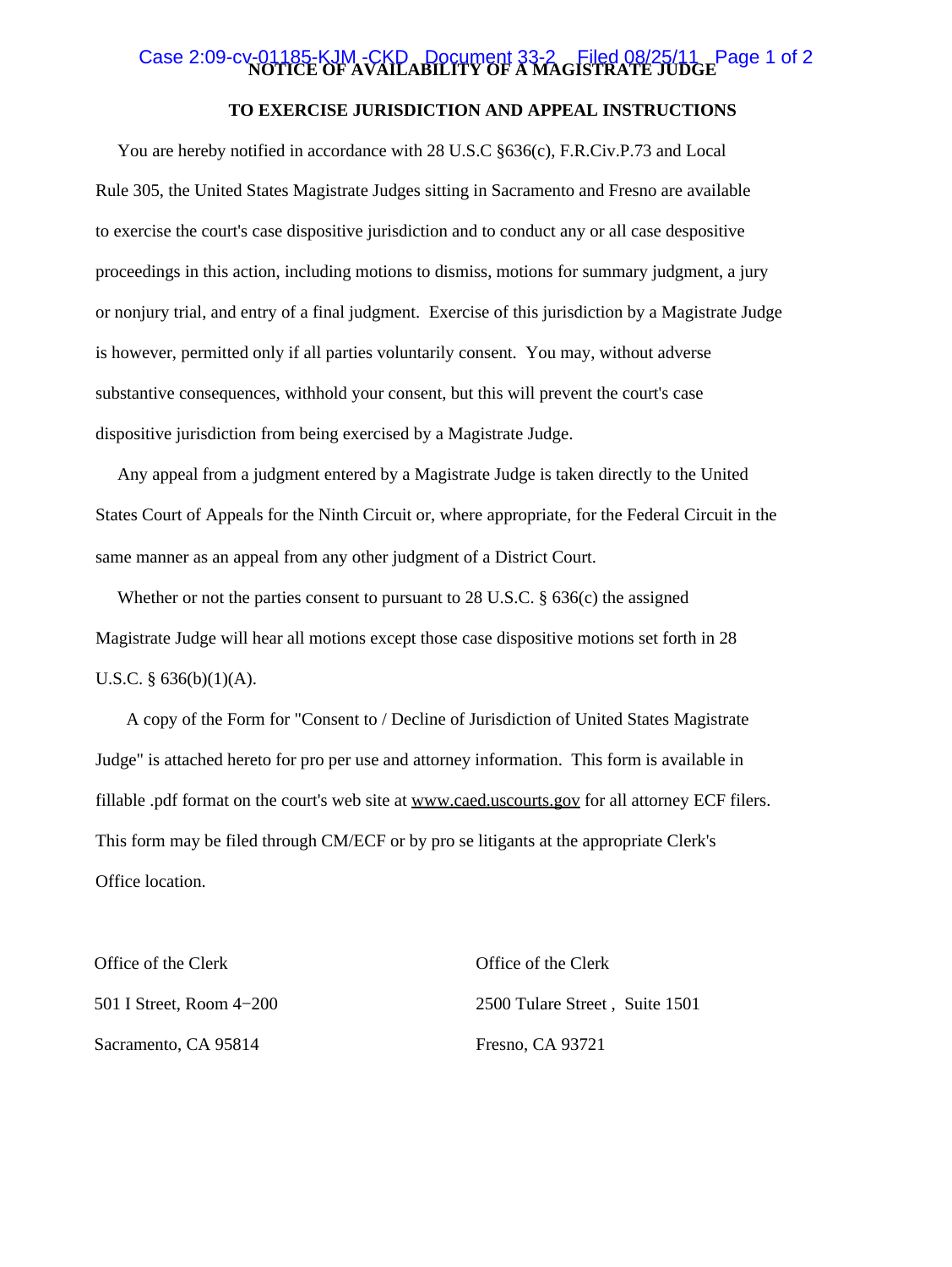# NOTICE OF AVAILABILITY OF A MAGISTRATE JUDGE

## TO EXERCISE JURISDICTION AND APPEAL INSTRUCTIONS

You are hereby notified in accordance with 28 U.S.C §636(c), F.R.Civ.P.73 and Local Rule 305, the United States Magistrate Judges sitting in Sacramento and Fresno are available to exercise the court's case dispositive jurisdiction and to conduct any or all case despositive proceedings in this action, including motions to dismiss, motions for summary judgment, a jury or nonjury trial, and entry of a final judgment. Exercise of this jurisdiction by a Magistrate Judge is however, permitted only if all parties voluntarily consent. You may, without adverse substantive consequences, withhold your consent, but this will prevent the court's case dispositive jurisdiction from being exercised by a Magistrate Judge.

Any appeal from a judgment entered by a Magistrate Judge is taken directly to the United States Court of Appeals for the Ninth Circuit or, where appropriate, for the Federal Circuit in the same manner as an appeal from any other judgment of a District Court.

Whether or not the parties consent to pursuant to 28 U.S.C. § 636(c) the assigned Magistrate Judge will hear all motions except those case dispositive motions set forth in 28 U.S.C. § 636(b)(1)(A).

A copy of the Form for "Consent to / Decline of Jurisdiction of United States Magistrate Judge" is attached hereto for pro per use and attorney information. This form is available in fillable .pdf format on the court's web site at www.caed.uscourts.gov for all attorney ECF filers. This form may be filed through CM/ECF or by pro se litigants at the appropriate Clerk's Office location.

Office of the Clerk
501 I Street, Room 4−200
Sacramento, CA 95814

Office of the Clerk
2500 Tulare Street , Suite 1501
Fresno, CA 93721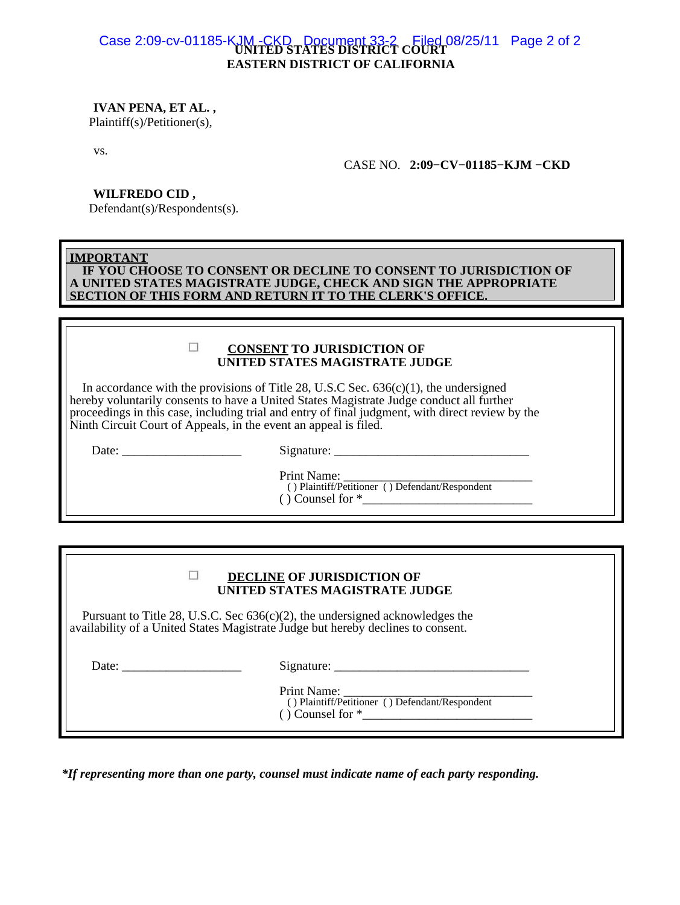**UNITED STATES DISTRICT COURT**
**EASTERN DISTRICT OF CALIFORNIA**

**IVAN PENA, ET AL. ,**
Plaintiff(s)/Petitioner(s),

vs.

CASE NO. **2:09−CV−01185−KJM −CKD**

**WILFREDO CID ,**
Defendant(s)/Respondents(s).

**IMPORTANT**
**IF YOU CHOOSE TO CONSENT OR DECLINE TO CONSENT TO JURISDICTION OF A UNITED STATES MAGISTRATE JUDGE, CHECK AND SIGN THE APPROPRIATE SECTION OF THIS FORM AND RETURN IT TO THE CLERK'S OFFICE.**

☐ **CONSENT TO JURISDICTION OF UNITED STATES MAGISTRATE JUDGE**

In accordance with the provisions of Title 28, U.S.C Sec. 636(c)(1), the undersigned hereby voluntarily consents to have a United States Magistrate Judge conduct all further proceedings in this case, including trial and entry of final judgment, with direct review by the Ninth Circuit Court of Appeals, in the event an appeal is filed.

Date: ___________________ Signature: ______________________________

Print Name: _____________________________
( ) Plaintiff/Petitioner ( ) Defendant/Respondent
( ) Counsel for *___________________________

☐ **DECLINE OF JURISDICTION OF UNITED STATES MAGISTRATE JUDGE**

Pursuant to Title 28, U.S.C. Sec 636(c)(2), the undersigned acknowledges the availability of a United States Magistrate Judge but hereby declines to consent.

Date: ___________________ Signature: ______________________________

Print Name: _____________________________
( ) Plaintiff/Petitioner ( ) Defendant/Respondent
( ) Counsel for *___________________________

***If representing more than one party, counsel must indicate name of each party responding.**